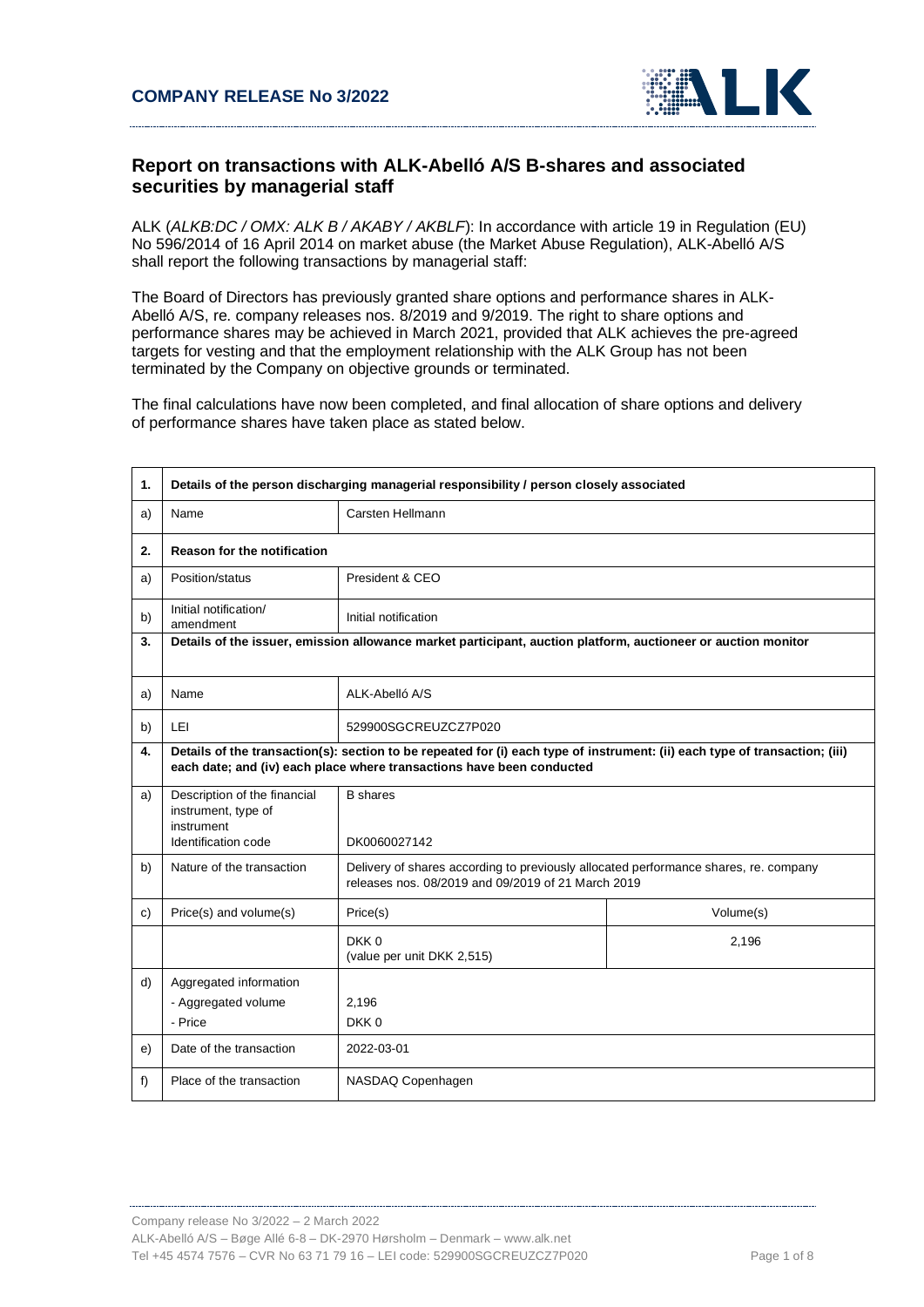**COMPANY RELEASE No 3/2022**

## Report on transactions with ALK-Abelló A/S B-shares and associated securities by managerial staff

ALK (*ALKB:DC / OMX: ALK B / AKABY / AKBLF*): In accordance with article 19 in Regulation (EU) No 596/2014 of 16 April 2014 on market abuse (the Market Abuse Regulation), ALK-Abelló A/S shall report the following transactions by managerial staff:

The Board of Directors has previously granted share options and performance shares in ALK-Abelló A/S, re. company releases nos. 8/2019 and 9/2019. The right to share options and performance shares may be achieved in March 2021, provided that ALK achieves the pre-agreed targets for vesting and that the employment relationship with the ALK Group has not been terminated by the Company on objective grounds or terminated.

The final calculations have now been completed, and final allocation of share options and delivery of performance shares have taken place as stated below.

| | | | |
|---|---|---|---|
| **1.** | **Details of the person discharging managerial responsibility / person closely associated** | | |
| a) | Name | Carsten Hellmann | |
| **2.** | **Reason for the notification** | | |
| a) | Position/status | President & CEO | |
| b) | Initial notification/ amendment | Initial notification | |
| **3.** | **Details of the issuer, emission allowance market participant, auction platform, auctioneer or auction monitor** | | |
| a) | Name | ALK-Abelló A/S | |
| b) | LEI | 529900SGCREUZCZ7P020 | |
| **4.** | **Details of the transaction(s): section to be repeated for (i) each type of instrument: (ii) each type of transaction; (iii) each date; and (iv) each place where transactions have been conducted** | | |
| a) | Description of the financial instrument, type of instrument<br>Identification code | B shares<br><br>DK0060027142 | |
| b) | Nature of the transaction | Delivery of shares according to previously allocated performance shares, re. company releases nos. 08/2019 and 09/2019 of 21 March 2019 | |
| c) | Price(s) and volume(s) | Price(s) | Volume(s) |
| | | DKK 0<br>(value per unit DKK 2,515) | 2,196 |
| d) | Aggregated information<br>- Aggregated volume<br>- Price | <br>2,196<br>DKK 0 | |
| e) | Date of the transaction | 2022-03-01 | |
| f) | Place of the transaction | NASDAQ Copenhagen | |

Company release No 3/2022 – 2 March 2022
ALK-Abelló A/S – Bøge Allé 6-8 – DK-2970 Hørsholm – Denmark – www.alk.net
Tel +45 4574 7576 – CVR No 63 71 79 16 – LEI code: 529900SGCREUZCZ7P020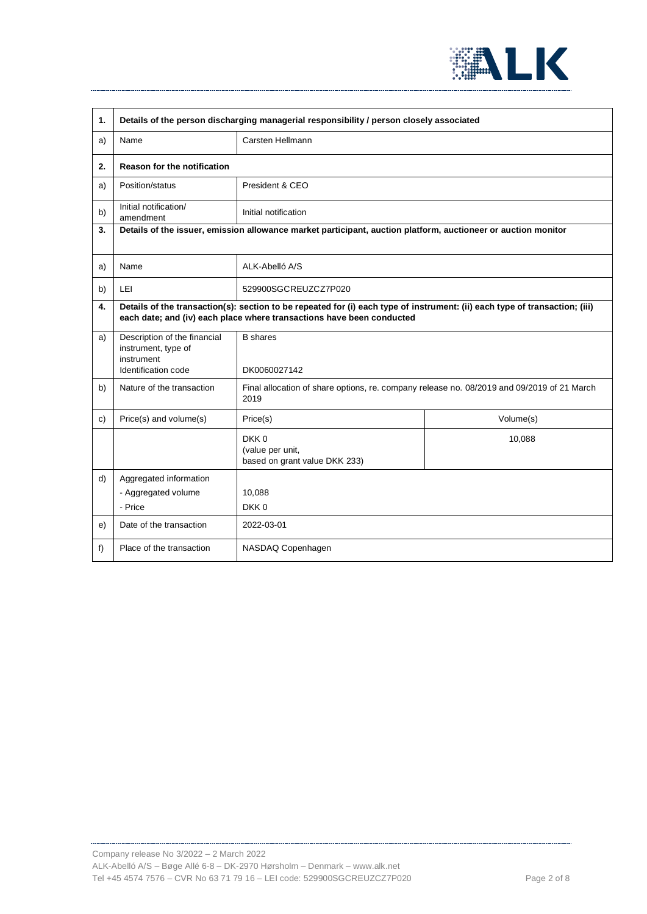| 1. | Details of the person discharging managerial responsibility / person closely associated | | |
|---|---|---|---|
| a) | Name | Carsten Hellmann | |
| **2.** | **Reason for the notification** | | |
| a) | Position/status | President & CEO | |
| b) | Initial notification/ amendment | Initial notification | |
| **3.** | **Details of the issuer, emission allowance market participant, auction platform, auctioneer or auction monitor** | | |
| a) | Name | ALK-Abelló A/S | |
| b) | LEI | 529900SGCREUZCZ7P020 | |
| **4.** | **Details of the transaction(s): section to be repeated for (i) each type of instrument: (ii) each type of transaction; (iii) each date; and (iv) each place where transactions have been conducted** | | |
| a) | Description of the financial instrument, type of instrument<br>Identification code | B shares<br><br>DK0060027142 | |
| b) | Nature of the transaction | Final allocation of share options, re. company release no. 08/2019 and 09/2019 of 21 March 2019 | |
| c) | Price(s) and volume(s) | Price(s) | Volume(s) |
| | | DKK 0<br>(value per unit,<br>based on grant value DKK 233) | 10,088 |
| d) | Aggregated information<br>- Aggregated volume<br>- Price | <br>10,088<br>DKK 0 | |
| e) | Date of the transaction | 2022-03-01 | |
| f) | Place of the transaction | NASDAQ Copenhagen | |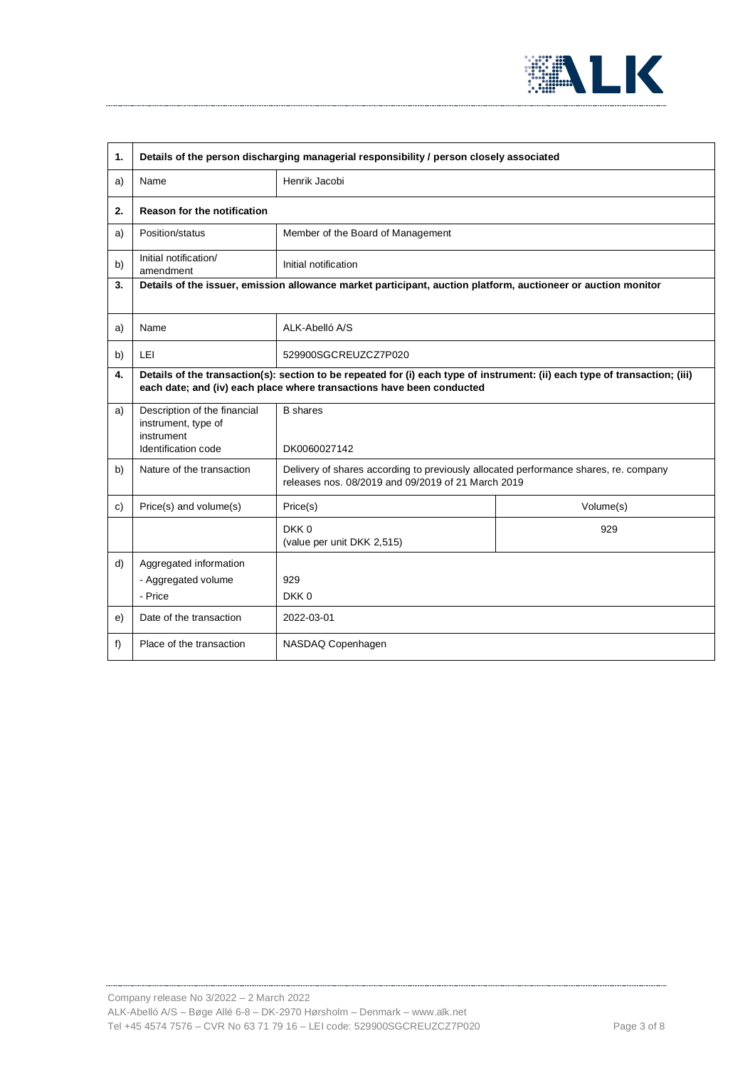| 1. | Details of the person discharging managerial responsibility / person closely associated | | |
|---|---|---|---|
| a) | Name | Henrik Jacobi | |
| **2.** | **Reason for the notification** | | |
| a) | Position/status | Member of the Board of Management | |
| b) | Initial notification/ amendment | Initial notification | |
| **3.** | **Details of the issuer, emission allowance market participant, auction platform, auctioneer or auction monitor** | | |
| a) | Name | ALK-Abelló A/S | |
| b) | LEI | 529900SGCREUZCZ7P020 | |
| **4.** | **Details of the transaction(s): section to be repeated for (i) each type of instrument: (ii) each type of transaction; (iii) each date; and (iv) each place where transactions have been conducted** | | |
| a) | Description of the financial instrument, type of instrument<br>Identification code | B shares<br><br>DK0060027142 | |
| b) | Nature of the transaction | Delivery of shares according to previously allocated performance shares, re. company releases nos. 08/2019 and 09/2019 of 21 March 2019 | |
| c) | Price(s) and volume(s) | Price(s) | Volume(s) |
| | | DKK 0<br>(value per unit DKK 2,515) | 929 |
| d) | Aggregated information<br>- Aggregated volume<br>- Price | <br>929<br>DKK 0 | |
| e) | Date of the transaction | 2022-03-01 | |
| f) | Place of the transaction | NASDAQ Copenhagen | |

Company release No 3/2022 – 2 March 2022
ALK-Abelló A/S – Bøge Allé 6-8 – DK-2970 Hørsholm – Denmark – www.alk.net
Tel +45 4574 7576 – CVR No 63 71 79 16 – LEI code: 529900SGCREUZCZ7P020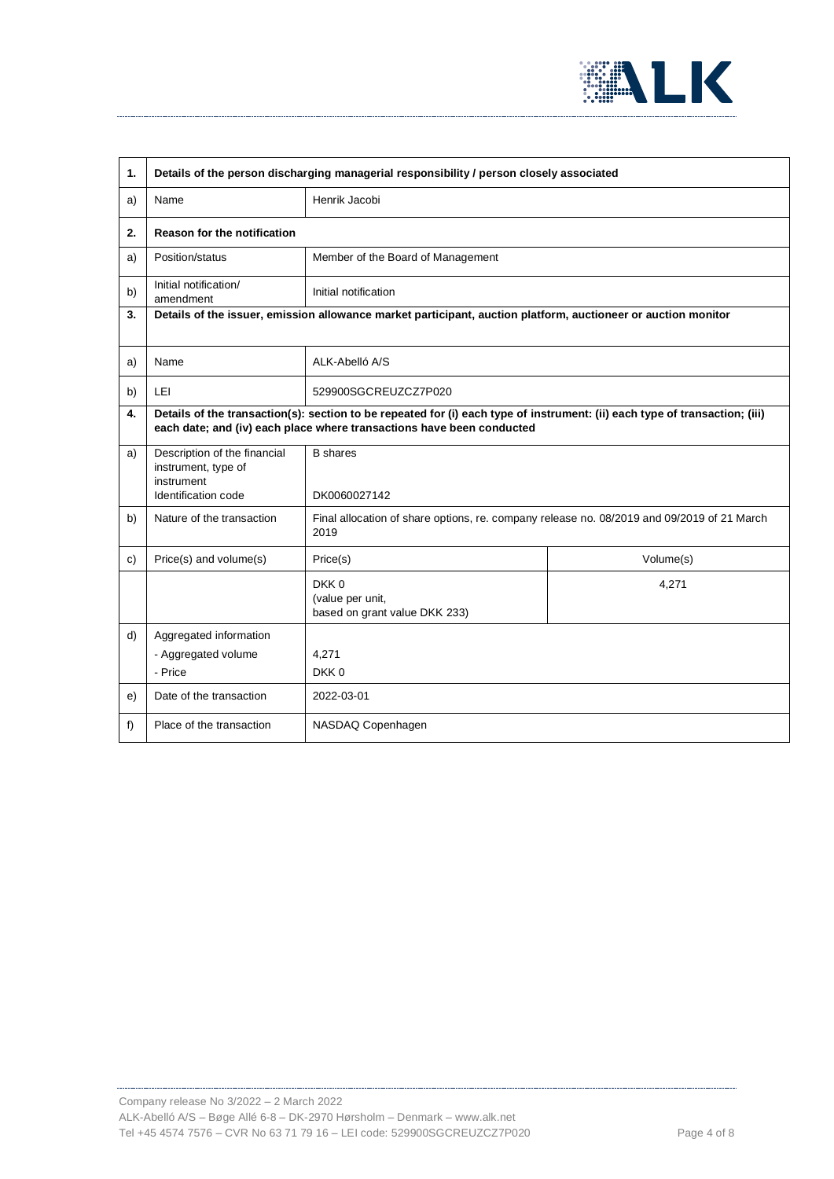| 1. | Details of the person discharging managerial responsibility / person closely associated | | |
|---|---|---|---|
| a) | Name | Henrik Jacobi | |
| **2.** | **Reason for the notification** | | |
| a) | Position/status | Member of the Board of Management | |
| b) | Initial notification/ amendment | Initial notification | |
| **3.** | **Details of the issuer, emission allowance market participant, auction platform, auctioneer or auction monitor** | | |
| a) | Name | ALK-Abelló A/S | |
| b) | LEI | 529900SGCREUZCZ7P020 | |
| **4.** | **Details of the transaction(s): section to be repeated for (i) each type of instrument: (ii) each type of transaction; (iii) each date; and (iv) each place where transactions have been conducted** | | |
| a) | Description of the financial instrument, type of instrument<br>Identification code | B shares<br><br>DK0060027142 | |
| b) | Nature of the transaction | Final allocation of share options, re. company release no. 08/2019 and 09/2019 of 21 March 2019 | |
| c) | Price(s) and volume(s) | Price(s) | Volume(s) |
| | | DKK 0<br>(value per unit,<br>based on grant value DKK 233) | 4,271 |
| d) | Aggregated information<br>- Aggregated volume<br>- Price | <br>4,271<br>DKK 0 | |
| e) | Date of the transaction | 2022-03-01 | |
| f) | Place of the transaction | NASDAQ Copenhagen | |

Company release No 3/2022 – 2 March 2022
ALK-Abelló A/S – Bøge Allé 6-8 – DK-2970 Hørsholm – Denmark – www.alk.net
Tel +45 4574 7576 – CVR No 63 71 79 16 – LEI code: 529900SGCREUZCZ7P020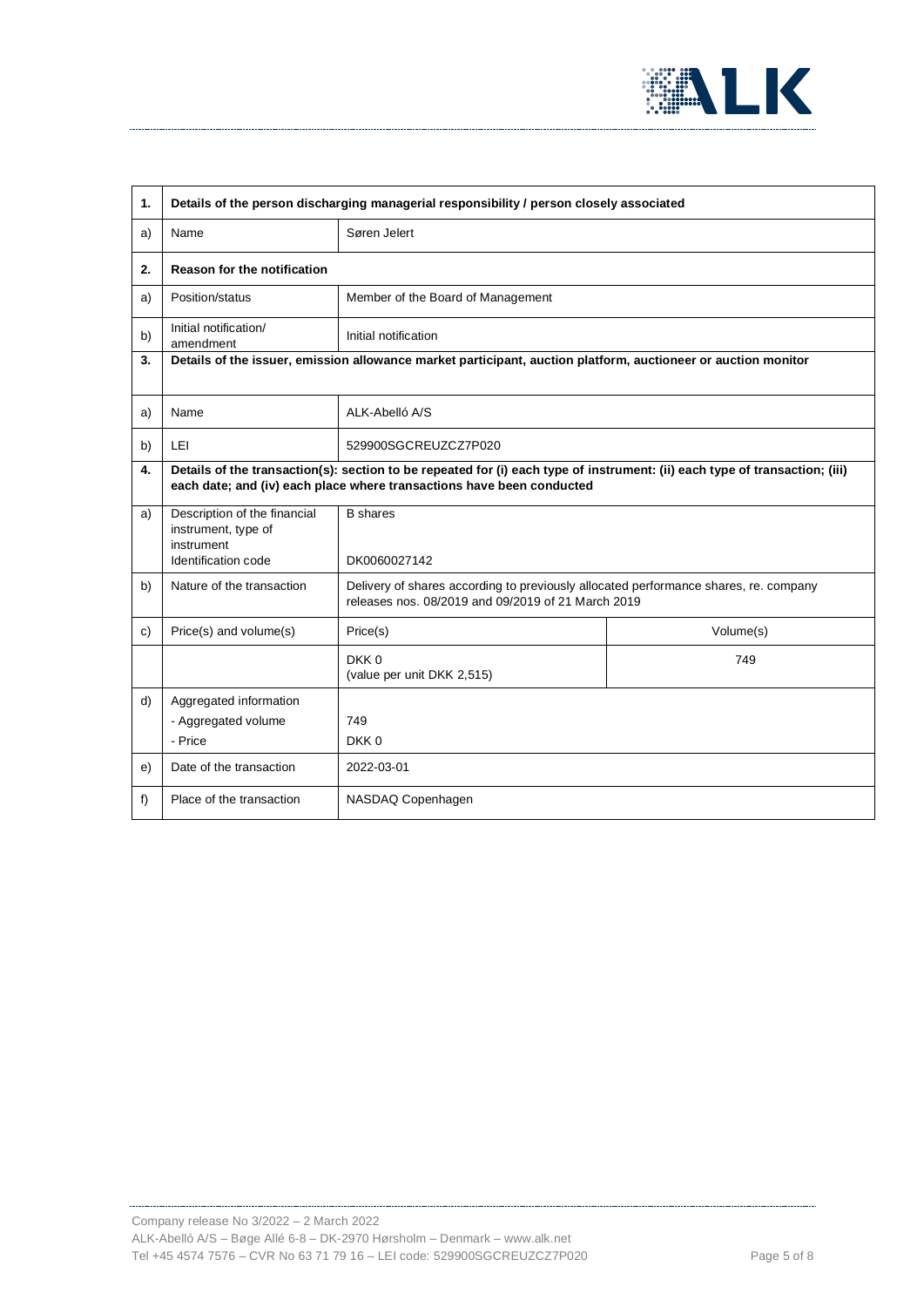| 1. | Details of the person discharging managerial responsibility / person closely associated | | |
|---|---|---|---|
| a) | Name | Søren Jelert | |
| **2.** | **Reason for the notification** | | |
| a) | Position/status | Member of the Board of Management | |
| b) | Initial notification/ amendment | Initial notification | |
| **3.** | **Details of the issuer, emission allowance market participant, auction platform, auctioneer or auction monitor** | | |
| a) | Name | ALK-Abelló A/S | |
| b) | LEI | 529900SGCREUZCZ7P020 | |
| **4.** | **Details of the transaction(s): section to be repeated for (i) each type of instrument: (ii) each type of transaction; (iii) each date; and (iv) each place where transactions have been conducted** | | |
| a) | Description of the financial instrument, type of instrument<br>Identification code | B shares<br><br>DK0060027142 | |
| b) | Nature of the transaction | Delivery of shares according to previously allocated performance shares, re. company releases nos. 08/2019 and 09/2019 of 21 March 2019 | |
| c) | Price(s) and volume(s) | Price(s) | Volume(s) |
| | | DKK 0<br>(value per unit DKK 2,515) | 749 |
| d) | Aggregated information<br>- Aggregated volume<br>- Price | <br>749<br>DKK 0 | |
| e) | Date of the transaction | 2022-03-01 | |
| f) | Place of the transaction | NASDAQ Copenhagen | |

Company release No 3/2022 – 2 March 2022
ALK-Abelló A/S – Bøge Allé 6-8 – DK-2970 Hørsholm – Denmark – www.alk.net
Tel +45 4574 7576 – CVR No 63 71 79 16 – LEI code: 529900SGCREUZCZ7P020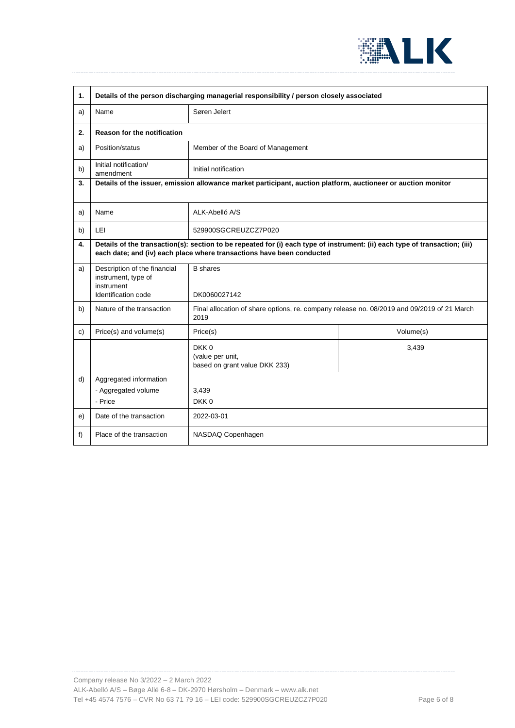| 1. | Details of the person discharging managerial responsibility / person closely associated | | |
|---|---|---|---|
| a) | Name | Søren Jelert | |
| **2.** | **Reason for the notification** | | |
| a) | Position/status | Member of the Board of Management | |
| b) | Initial notification/ amendment | Initial notification | |
| **3.** | **Details of the issuer, emission allowance market participant, auction platform, auctioneer or auction monitor** | | |
| a) | Name | ALK-Abelló A/S | |
| b) | LEI | 529900SGCREUZCZ7P020 | |
| **4.** | **Details of the transaction(s): section to be repeated for (i) each type of instrument: (ii) each type of transaction; (iii) each date; and (iv) each place where transactions have been conducted** | | |
| a) | Description of the financial instrument, type of instrument<br>Identification code | B shares<br><br>DK0060027142 | |
| b) | Nature of the transaction | Final allocation of share options, re. company release no. 08/2019 and 09/2019 of 21 March 2019 | |
| c) | Price(s) and volume(s) | Price(s) | Volume(s) |
| | | DKK 0<br>(value per unit,<br>based on grant value DKK 233) | 3,439 |
| d) | Aggregated information<br>- Aggregated volume<br>- Price | <br>3,439<br>DKK 0 | |
| e) | Date of the transaction | 2022-03-01 | |
| f) | Place of the transaction | NASDAQ Copenhagen | |

Company release No 3/2022 – 2 March 2022
ALK-Abelló A/S – Bøge Allé 6-8 – DK-2970 Hørsholm – Denmark – www.alk.net
Tel +45 4574 7576 – CVR No 63 71 79 16 – LEI code: 529900SGCREUZCZ7P020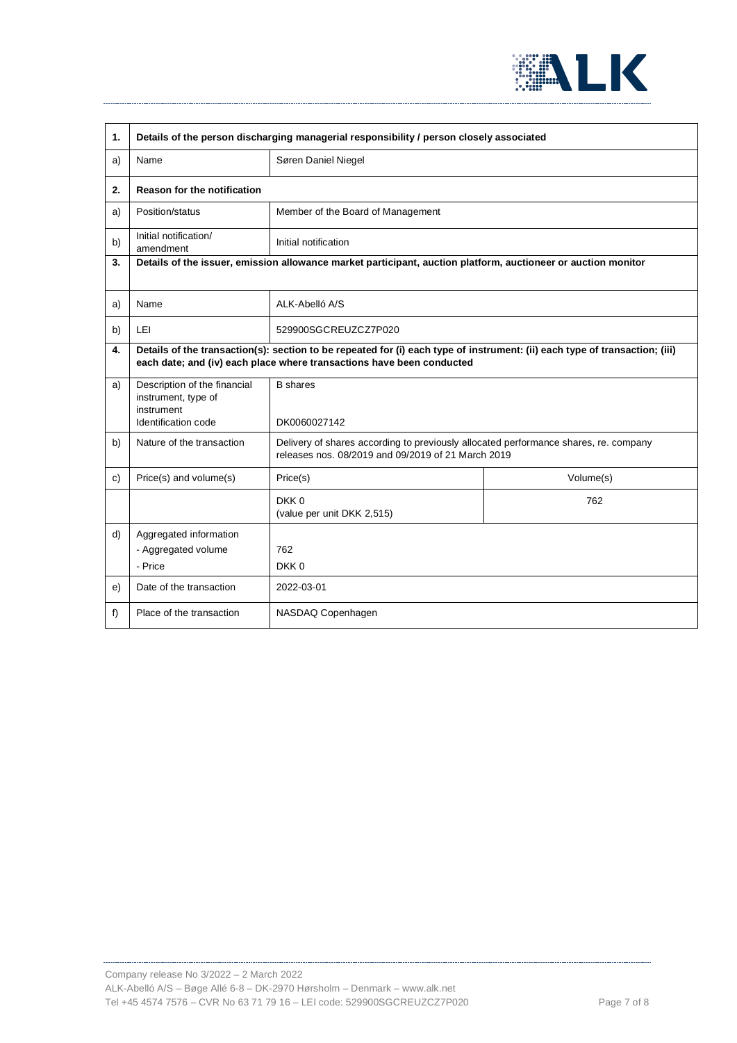| 1. | Details of the person discharging managerial responsibility / person closely associated | | |
|---|---|---|---|
| a) | Name | Søren Daniel Niegel | |
| **2.** | **Reason for the notification** | | |
| a) | Position/status | Member of the Board of Management | |
| b) | Initial notification/ amendment | Initial notification | |
| **3.** | **Details of the issuer, emission allowance market participant, auction platform, auctioneer or auction monitor** | | |
| a) | Name | ALK-Abelló A/S | |
| b) | LEI | 529900SGCREUZCZ7P020 | |
| **4.** | **Details of the transaction(s): section to be repeated for (i) each type of instrument: (ii) each type of transaction; (iii) each date; and (iv) each place where transactions have been conducted** | | |
| a) | Description of the financial instrument, type of instrument<br>Identification code | B shares<br><br>DK0060027142 | |
| b) | Nature of the transaction | Delivery of shares according to previously allocated performance shares, re. company releases nos. 08/2019 and 09/2019 of 21 March 2019 | |
| c) | Price(s) and volume(s) | Price(s) | Volume(s) |
| | | DKK 0<br>(value per unit DKK 2,515) | 762 |
| d) | Aggregated information<br>- Aggregated volume<br>- Price | <br>762<br>DKK 0 | |
| e) | Date of the transaction | 2022-03-01 | |
| f) | Place of the transaction | NASDAQ Copenhagen | |

Company release No 3/2022 – 2 March 2022
ALK-Abelló A/S – Bøge Allé 6-8 – DK-2970 Hørsholm – Denmark – www.alk.net
Tel +45 4574 7576 – CVR No 63 71 79 16 – LEI code: 529900SGCREUZCZ7P020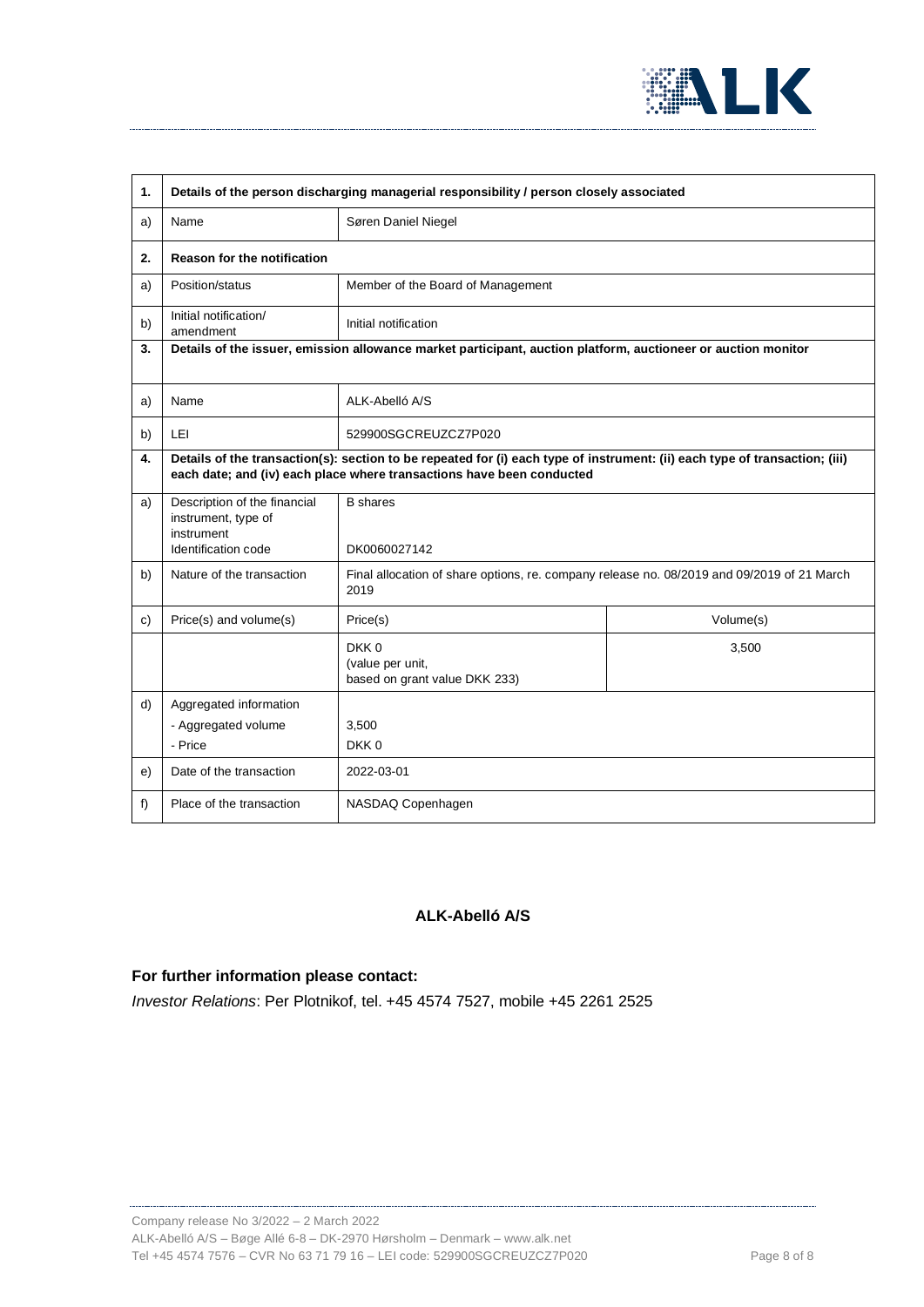| | | | |
|---|---|---|---|
| **1.** | **Details of the person discharging managerial responsibility / person closely associated** | | |
| a) | Name | Søren Daniel Niegel | |
| **2.** | **Reason for the notification** | | |
| a) | Position/status | Member of the Board of Management | |
| b) | Initial notification/ amendment | Initial notification | |
| **3.** | **Details of the issuer, emission allowance market participant, auction platform, auctioneer or auction monitor** | | |
| a) | Name | ALK-Abelló A/S | |
| b) | LEI | 529900SGCREUZCZ7P020 | |
| **4.** | **Details of the transaction(s): section to be repeated for (i) each type of instrument: (ii) each type of transaction; (iii) each date; and (iv) each place where transactions have been conducted** | | |
| a) | Description of the financial instrument, type of instrument Identification code | B shares<br><br>DK0060027142 | |
| b) | Nature of the transaction | Final allocation of share options, re. company release no. 08/2019 and 09/2019 of 21 March 2019 | |
| c) | Price(s) and volume(s) | Price(s) | Volume(s) |
| | | DKK 0<br>(value per unit,<br>based on grant value DKK 233) | 3,500 |
| d) | Aggregated information<br>- Aggregated volume<br>- Price | <br>3,500<br>DKK 0 | |
| e) | Date of the transaction | 2022-03-01 | |
| f) | Place of the transaction | NASDAQ Copenhagen | |

**ALK-Abelló A/S**

**For further information please contact:**

*Investor Relations*: Per Plotnikof, tel. +45 4574 7527, mobile +45 2261 2525

Company release No 3/2022 – 2 March 2022
ALK-Abelló A/S – Bøge Allé 6-8 – DK-2970 Hørsholm – Denmark – www.alk.net
Tel +45 4574 7576 – CVR No 63 71 79 16 – LEI code: 529900SGCREUZCZ7P020